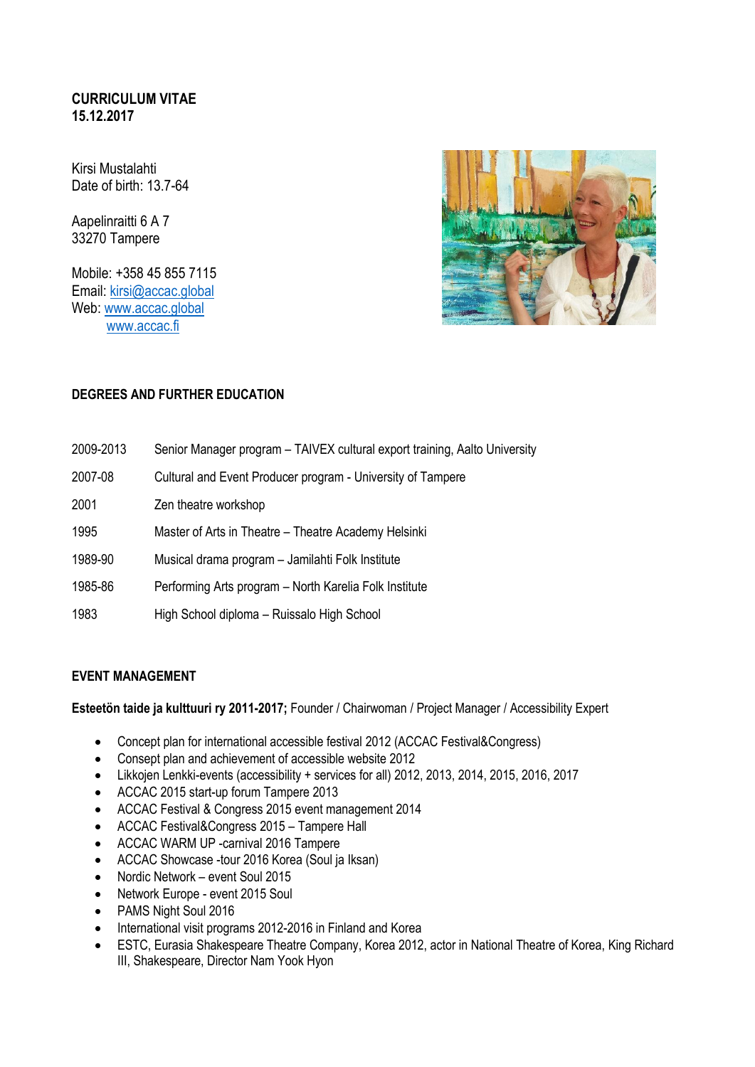**CURRICULUM VITAE**
**15.12.2017**

Kirsi Mustalahti
Date of birth: 13.7-64

Aapelinraitti 6 A 7
33270 Tampere

Mobile: +358 45 855 7115
Email: kirsi@accac.global
Web: www.accac.global
www.accac.fi

## DEGREES AND FURTHER EDUCATION

| | |
|---|---|
| 2009-2013 | Senior Manager program – TAIVEX cultural export training, Aalto University |
| 2007-08 | Cultural and Event Producer program - University of Tampere |
| 2001 | Zen theatre workshop |
| 1995 | Master of Arts in Theatre – Theatre Academy Helsinki |
| 1989-90 | Musical drama program – Jamilahti Folk Institute |
| 1985-86 | Performing Arts program – North Karelia Folk Institute |
| 1983 | High School diploma – Ruissalo High School |

## EVENT MANAGEMENT

**Esteetön taide ja kulttuuri ry 2011-2017;** Founder / Chairwoman / Project Manager / Accessibility Expert

- Concept plan for international accessible festival 2012 (ACCAC Festival&Congress)
- Consept plan and achievement of accessible website 2012
- Likkojen Lenkki-events (accessibility + services for all) 2012, 2013, 2014, 2015, 2016, 2017
- ACCAC 2015 start-up forum Tampere 2013
- ACCAC Festival & Congress 2015 event management 2014
- ACCAC Festival&Congress 2015 – Tampere Hall
- ACCAC WARM UP -carnival 2016 Tampere
- ACCAC Showcase -tour 2016 Korea (Soul ja Iksan)
- Nordic Network – event Soul 2015
- Network Europe - event 2015 Soul
- PAMS Night Soul 2016
- International visit programs 2012-2016 in Finland and Korea
- ESTC, Eurasia Shakespeare Theatre Company, Korea 2012, actor in National Theatre of Korea, King Richard III, Shakespeare, Director Nam Yook Hyon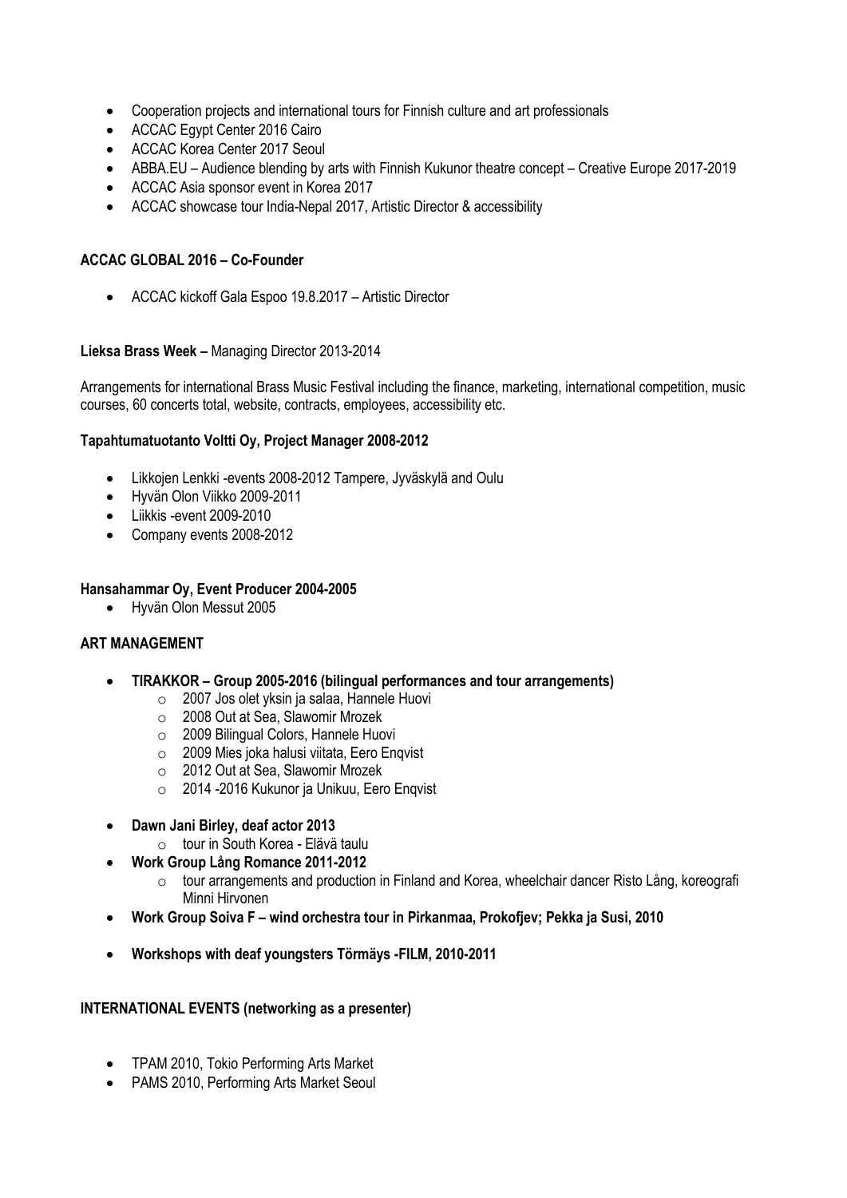- Cooperation projects and international tours for Finnish culture and art professionals
- ACCAC Egypt Center 2016 Cairo
- ACCAC Korea Center 2017 Seoul
- ABBA.EU – Audience blending by arts with Finnish Kukunor theatre concept – Creative Europe 2017-2019
- ACCAC Asia sponsor event in Korea 2017
- ACCAC showcase tour India-Nepal 2017, Artistic Director & accessibility

**ACCAC GLOBAL 2016 – Co-Founder**

- ACCAC kickoff Gala Espoo 19.8.2017 – Artistic Director

**Lieksa Brass Week –** Managing Director 2013-2014

Arrangements for international Brass Music Festival including the finance, marketing, international competition, music courses, 60 concerts total, website, contracts, employees, accessibility etc.

**Tapahtumatuotanto Voltti Oy, Project Manager 2008-2012**

- Likkojen Lenkki -events 2008-2012 Tampere, Jyväskylä and Oulu
- Hyvän Olon Viikko 2009-2011
- Liikkis -event 2009-2010
- Company events 2008-2012

**Hansahammar Oy, Event Producer 2004-2005**

- Hyvän Olon Messut 2005

**ART MANAGEMENT**

- **TIRAKKOR – Group 2005-2016 (bilingual performances and tour arrangements)**
  - 2007 Jos olet yksin ja salaa, Hannele Huovi
  - 2008 Out at Sea, Slawomir Mrozek
  - 2009 Bilingual Colors, Hannele Huovi
  - 2009 Mies joka halusi viitata, Eero Enqvist
  - 2012 Out at Sea, Slawomir Mrozek
  - 2014 -2016 Kukunor ja Unikuu, Eero Enqvist
- **Dawn Jani Birley, deaf actor 2013**
  - tour in South Korea - Elävä taulu
- **Work Group Lång Romance 2011-2012**
  - tour arrangements and production in Finland and Korea, wheelchair dancer Risto Lång, koreografi Minni Hirvonen
- **Work Group Soiva F – wind orchestra tour in Pirkanmaa, Prokofjev; Pekka ja Susi, 2010**
- **Workshops with deaf youngsters Törmäys -FILM, 2010-2011**

**INTERNATIONAL EVENTS (networking as a presenter)**

- TPAM 2010, Tokio Performing Arts Market
- PAMS 2010, Performing Arts Market Seoul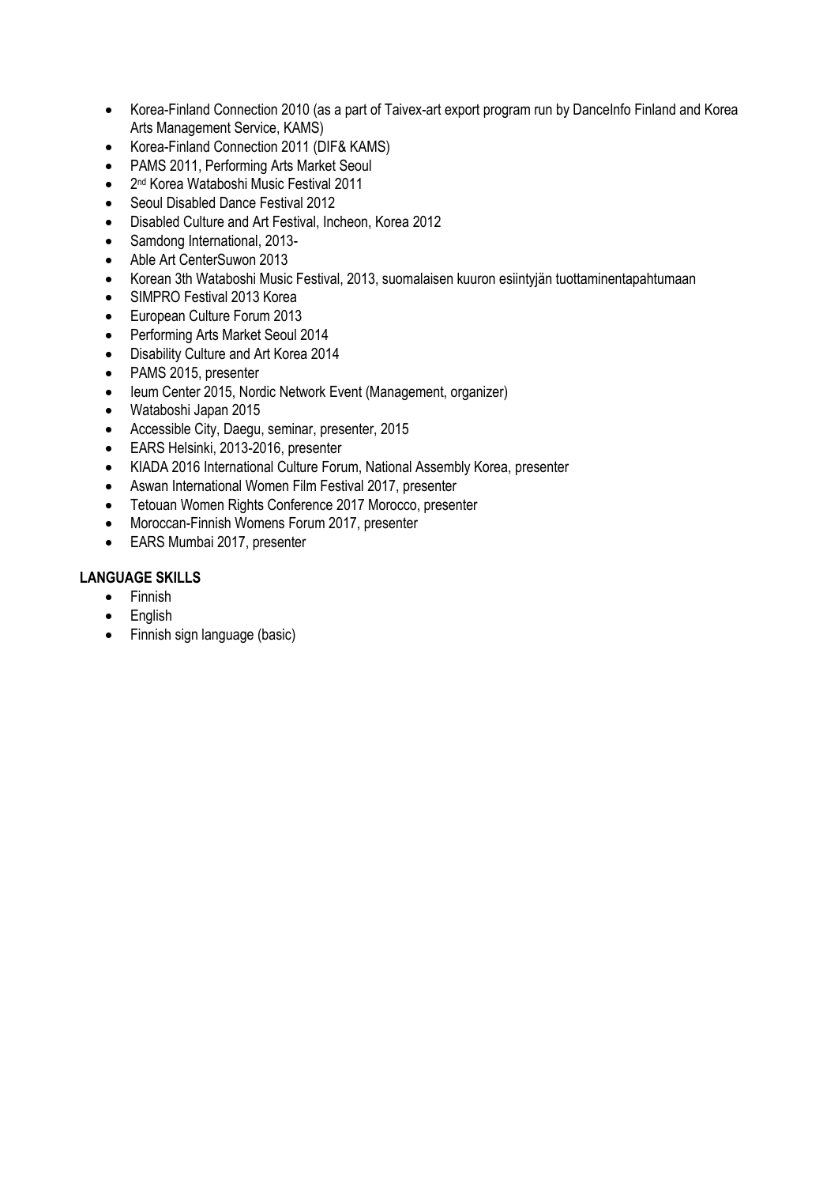- Korea-Finland Connection 2010 (as a part of Taivex-art export program run by DanceInfo Finland and Korea Arts Management Service, KAMS)
- Korea-Finland Connection 2011 (DIF& KAMS)
- PAMS 2011, Performing Arts Market Seoul
- 2nd Korea Wataboshi Music Festival 2011
- Seoul Disabled Dance Festival 2012
- Disabled Culture and Art Festival, Incheon, Korea 2012
- Samdong International, 2013-
- Able Art CenterSuwon 2013
- Korean 3th Wataboshi Music Festival, 2013, suomalaisen kuuron esiintyjän tuottaminentapahtumaan
- SIMPRO Festival 2013 Korea
- European Culture Forum 2013
- Performing Arts Market Seoul 2014
- Disability Culture and Art Korea 2014
- PAMS 2015, presenter
- Ieum Center 2015, Nordic Network Event (Management, organizer)
- Wataboshi Japan 2015
- Accessible City, Daegu, seminar, presenter, 2015
- EARS Helsinki, 2013-2016, presenter
- KIADA 2016 International Culture Forum, National Assembly Korea, presenter
- Aswan International Women Film Festival 2017, presenter
- Tetouan Women Rights Conference 2017 Morocco, presenter
- Moroccan-Finnish Womens Forum 2017, presenter
- EARS Mumbai 2017, presenter

**LANGUAGE SKILLS**

- Finnish
- English
- Finnish sign language (basic)